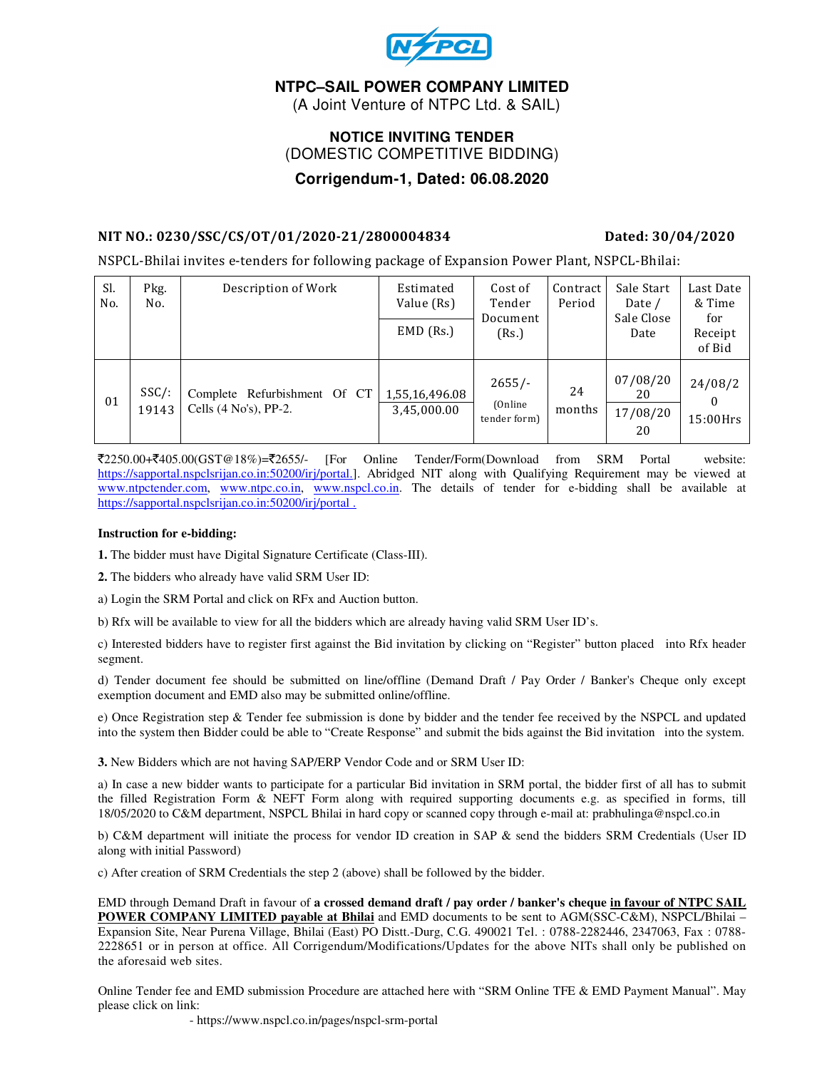# NTPC–SAIL POWER COMPANY LIMITED

(A Joint Venture of NTPC Ltd. & SAIL)

## NOTICE INVITING TENDER

(DOMESTIC COMPETITIVE BIDDING)

### Corrigendum-1, Dated: 06.08.2020

**NIT NO.: 0230/SSC/CS/OT/01/2020-21/2800004834** **Dated: 30/04/2020**

NSPCL-Bhilai invites e-tenders for following package of Expansion Power Plant, NSPCL-Bhilai:

| Sl. No. | Pkg. No. | Description of Work | Estimated Value (Rs) / EMD (Rs.) | Cost of Tender Document (Rs.) | Contract Period | Sale Start Date / Sale Close Date | Last Date & Time for Receipt of Bid |
|---|---|---|---|---|---|---|---|
| 01 | SSC/: 19143 | Complete Refurbishment Of CT Cells (4 No's), PP-2. | 1,55,16,496.08 / 3,45,000.00 | 2655/- (Online tender form) | 24 months | 07/08/2020 / 17/08/2020 | 24/08/20 15:00Hrs |

₹2250.00+₹405.00(GST@18%)=₹2655/- [For Online Tender/Form(Download from SRM Portal website: https://sapportal.nspclsrijan.co.in:50200/irj/portal.]. Abridged NIT along with Qualifying Requirement may be viewed at www.ntpctender.com, www.ntpc.co.in, www.nspcl.co.in. The details of tender for e-bidding shall be available at https://sapportal.nspclsrijan.co.in:50200/irj/portal .

**Instruction for e-bidding:**

**1.** The bidder must have Digital Signature Certificate (Class-III).

**2.** The bidders who already have valid SRM User ID:

a) Login the SRM Portal and click on RFx and Auction button.

b) Rfx will be available to view for all the bidders which are already having valid SRM User ID's.

c) Interested bidders have to register first against the Bid invitation by clicking on "Register" button placed into Rfx header segment.

d) Tender document fee should be submitted on line/offline (Demand Draft / Pay Order / Banker's Cheque only except exemption document and EMD also may be submitted online/offline.

e) Once Registration step & Tender fee submission is done by bidder and the tender fee received by the NSPCL and updated into the system then Bidder could be able to "Create Response" and submit the bids against the Bid invitation into the system.

**3.** New Bidders which are not having SAP/ERP Vendor Code and or SRM User ID:

a) In case a new bidder wants to participate for a particular Bid invitation in SRM portal, the bidder first of all has to submit the filled Registration Form & NEFT Form along with required supporting documents e.g. as specified in forms, till 18/05/2020 to C&M department, NSPCL Bhilai in hard copy or scanned copy through e-mail at: prabhulinga@nspcl.co.in

b) C&M department will initiate the process for vendor ID creation in SAP & send the bidders SRM Credentials (User ID along with initial Password)

c) After creation of SRM Credentials the step 2 (above) shall be followed by the bidder.

EMD through Demand Draft in favour of **a crossed demand draft / pay order / banker's cheque** **in favour of NTPC SAIL POWER COMPANY LIMITED payable at Bhilai** and EMD documents to be sent to AGM(SSC-C&M), NSPCL/Bhilai – Expansion Site, Near Purena Village, Bhilai (East) PO Distt.-Durg, C.G. 490021 Tel. : 0788-2282446, 2347063, Fax : 0788-2228651 or in person at office. All Corrigendum/Modifications/Updates for the above NITs shall only be published on the aforesaid web sites.

Online Tender fee and EMD submission Procedure are attached here with "SRM Online TFE & EMD Payment Manual". May please click on link:

- https://www.nspcl.co.in/pages/nspcl-srm-portal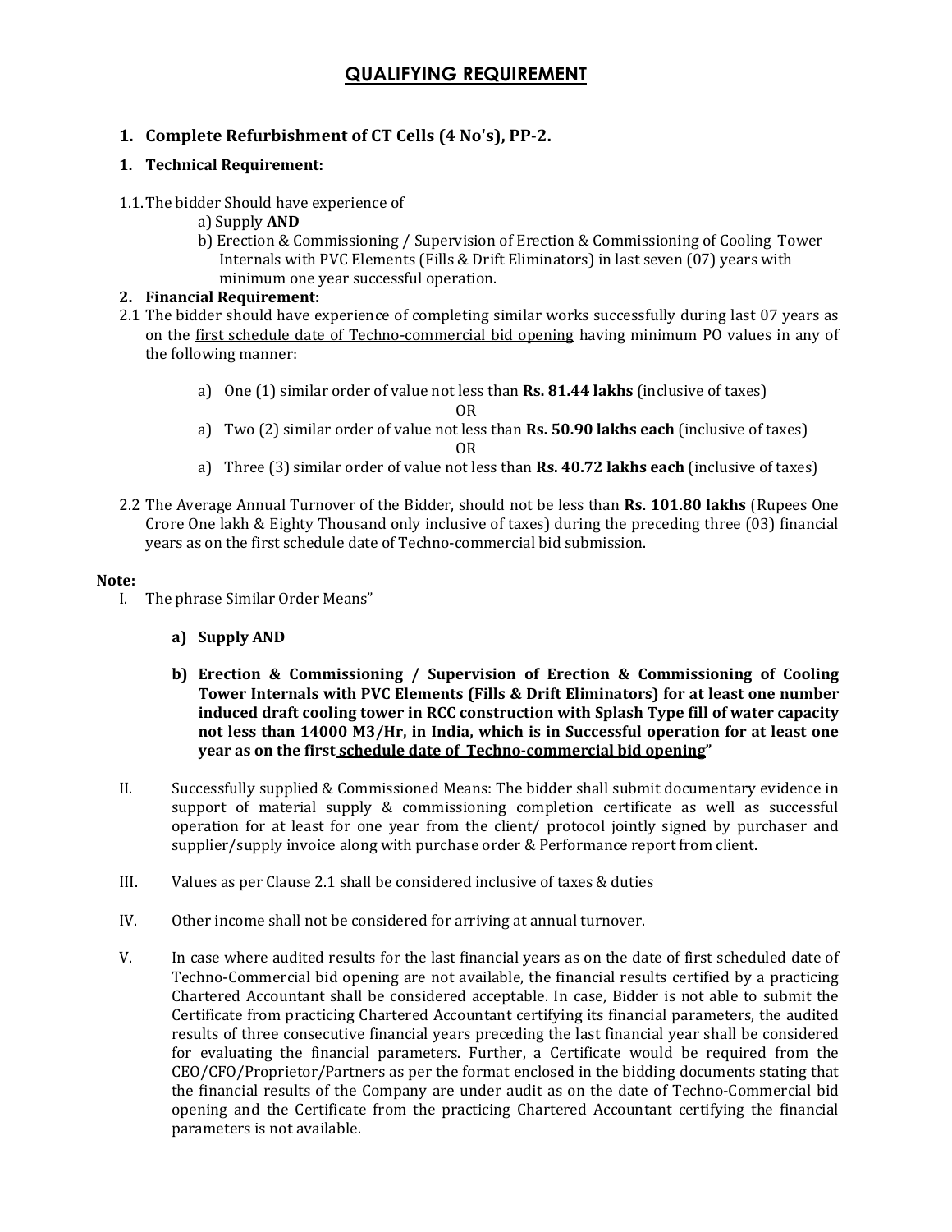# QUALIFYING REQUIREMENT

## 1. Complete Refurbishment of CT Cells (4 No's), PP-2.

### 1. Technical Requirement:

1.1. The bidder Should have experience of

a) Supply **AND**

b) Erection & Commissioning / Supervision of Erection & Commissioning of Cooling Tower Internals with PVC Elements (Fills & Drift Eliminators) in last seven (07) years with minimum one year successful operation.

### 2. Financial Requirement:

2.1 The bidder should have experience of completing similar works successfully during last 07 years as on the <u>first schedule date of Techno-commercial bid opening</u> having minimum PO values in any of the following manner:

a) One (1) similar order of value not less than **Rs. 81.44 lakhs** (inclusive of taxes)

OR

a) Two (2) similar order of value not less than **Rs. 50.90 lakhs each** (inclusive of taxes)

OR

a) Three (3) similar order of value not less than **Rs. 40.72 lakhs each** (inclusive of taxes)

2.2 The Average Annual Turnover of the Bidder, should not be less than **Rs. 101.80 lakhs** (Rupees One Crore One lakh & Eighty Thousand only inclusive of taxes) during the preceding three (03) financial years as on the first schedule date of Techno-commercial bid submission.

**Note:**

I. The phrase Similar Order Means"

**a) Supply AND**

**b) Erection & Commissioning / Supervision of Erection & Commissioning of Cooling Tower Internals with PVC Elements (Fills & Drift Eliminators) for at least one number induced draft cooling tower in RCC construction with Splash Type fill of water capacity not less than 14000 M3/Hr, in India, which is in Successful operation for at least one year as on the first <u>schedule date of Techno-commercial bid opening</u>"**

II. Successfully supplied & Commissioned Means: The bidder shall submit documentary evidence in support of material supply & commissioning completion certificate as well as successful operation for at least for one year from the client/ protocol jointly signed by purchaser and supplier/supply invoice along with purchase order & Performance report from client.

III. Values as per Clause 2.1 shall be considered inclusive of taxes & duties

IV. Other income shall not be considered for arriving at annual turnover.

V. In case where audited results for the last financial years as on the date of first scheduled date of Techno-Commercial bid opening are not available, the financial results certified by a practicing Chartered Accountant shall be considered acceptable. In case, Bidder is not able to submit the Certificate from practicing Chartered Accountant certifying its financial parameters, the audited results of three consecutive financial years preceding the last financial year shall be considered for evaluating the financial parameters. Further, a Certificate would be required from the CEO/CFO/Proprietor/Partners as per the format enclosed in the bidding documents stating that the financial results of the Company are under audit as on the date of Techno-Commercial bid opening and the Certificate from the practicing Chartered Accountant certifying the financial parameters is not available.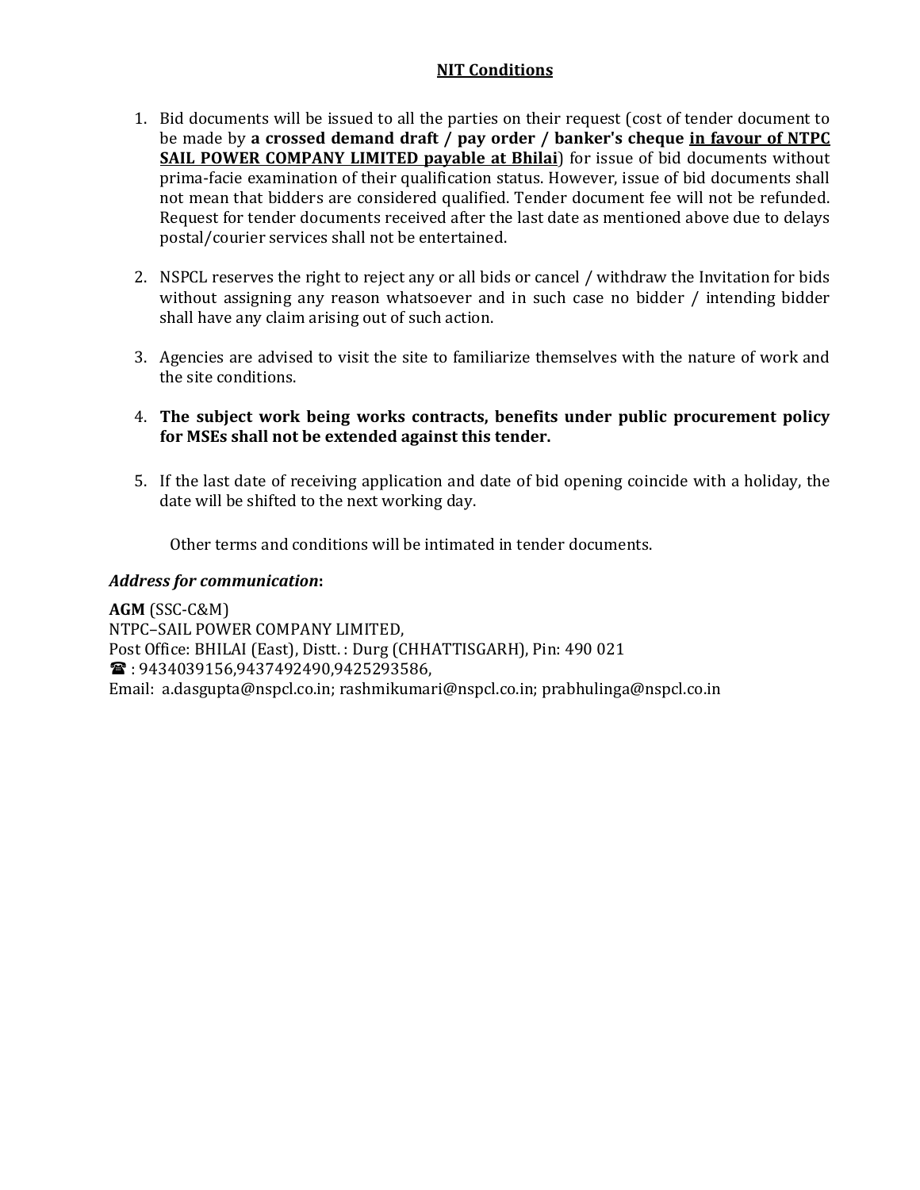## NIT Conditions

1. Bid documents will be issued to all the parties on their request (cost of tender document to be made by **a crossed demand draft / pay order / banker's cheque** **in favour of NTPC SAIL POWER COMPANY LIMITED payable at Bhilai**) for issue of bid documents without prima-facie examination of their qualification status. However, issue of bid documents shall not mean that bidders are considered qualified. Tender document fee will not be refunded. Request for tender documents received after the last date as mentioned above due to delays postal/courier services shall not be entertained.

2. NSPCL reserves the right to reject any or all bids or cancel / withdraw the Invitation for bids without assigning any reason whatsoever and in such case no bidder / intending bidder shall have any claim arising out of such action.

3. Agencies are advised to visit the site to familiarize themselves with the nature of work and the site conditions.

4. **The subject work being works contracts, benefits under public procurement policy for MSEs shall not be extended against this tender.**

5. If the last date of receiving application and date of bid opening coincide with a holiday, the date will be shifted to the next working day.

Other terms and conditions will be intimated in tender documents.

***Address for communication*:**

**AGM** (SSC-C&M)
NTPC–SAIL POWER COMPANY LIMITED,
Post Office: BHILAI (East), Distt. : Durg (CHHATTISGARH), Pin: 490 021
☎ : 9434039156,9437492490,9425293586,
Email: a.dasgupta@nspcl.co.in; rashmikumari@nspcl.co.in; prabhulinga@nspcl.co.in